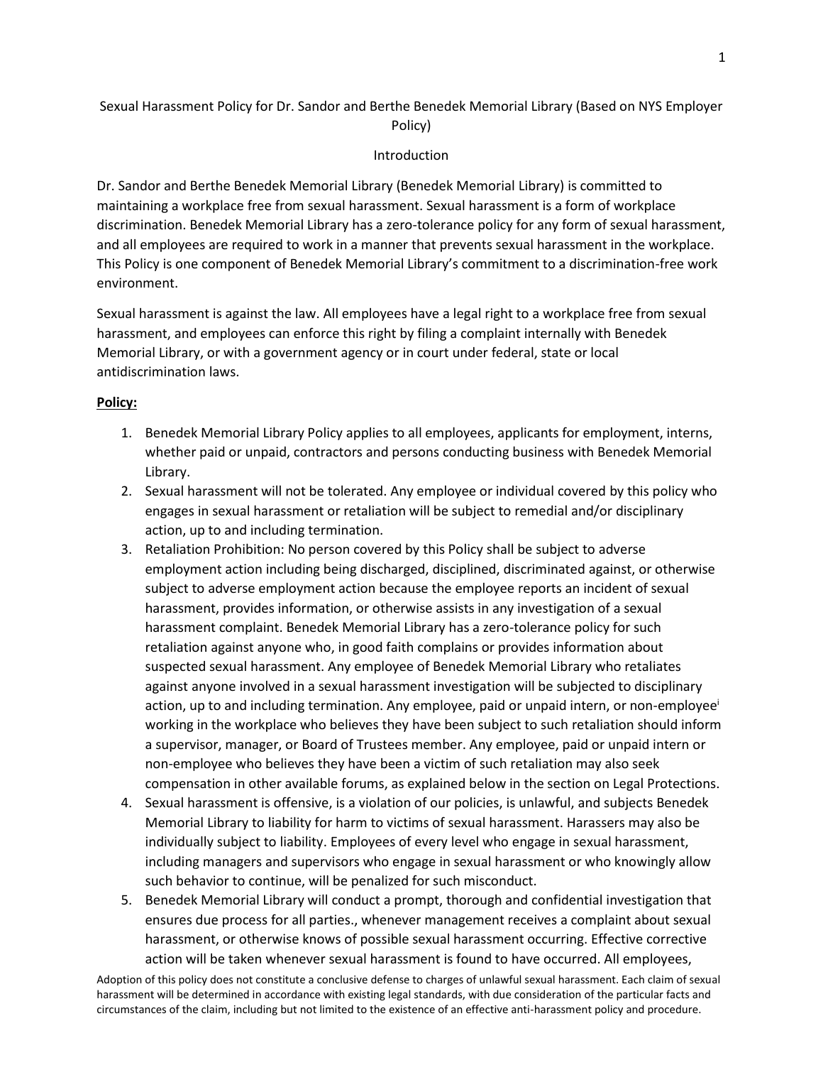# Sexual Harassment Policy for Dr. Sandor and Berthe Benedek Memorial Library (Based on NYS Employer Policy)

## Introduction

Dr. Sandor and Berthe Benedek Memorial Library (Benedek Memorial Library) is committed to maintaining a workplace free from sexual harassment. Sexual harassment is a form of workplace discrimination. Benedek Memorial Library has a zero-tolerance policy for any form of sexual harassment, and all employees are required to work in a manner that prevents sexual harassment in the workplace. This Policy is one component of Benedek Memorial Library's commitment to a discrimination-free work environment.

Sexual harassment is against the law. All employees have a legal right to a workplace free from sexual harassment, and employees can enforce this right by filing a complaint internally with Benedek Memorial Library, or with a government agency or in court under federal, state or local antidiscrimination laws.

**<u>Policy:</u>**

1. Benedek Memorial Library Policy applies to all employees, applicants for employment, interns, whether paid or unpaid, contractors and persons conducting business with Benedek Memorial Library.
2. Sexual harassment will not be tolerated. Any employee or individual covered by this policy who engages in sexual harassment or retaliation will be subject to remedial and/or disciplinary action, up to and including termination.
3. Retaliation Prohibition: No person covered by this Policy shall be subject to adverse employment action including being discharged, disciplined, discriminated against, or otherwise subject to adverse employment action because the employee reports an incident of sexual harassment, provides information, or otherwise assists in any investigation of a sexual harassment complaint. Benedek Memorial Library has a zero-tolerance policy for such retaliation against anyone who, in good faith complains or provides information about suspected sexual harassment. Any employee of Benedek Memorial Library who retaliates against anyone involved in a sexual harassment investigation will be subjected to disciplinary action, up to and including termination. Any employee, paid or unpaid intern, or non-employee[i] working in the workplace who believes they have been subject to such retaliation should inform a supervisor, manager, or Board of Trustees member. Any employee, paid or unpaid intern or non-employee who believes they have been a victim of such retaliation may also seek compensation in other available forums, as explained below in the section on Legal Protections.
4. Sexual harassment is offensive, is a violation of our policies, is unlawful, and subjects Benedek Memorial Library to liability for harm to victims of sexual harassment. Harassers may also be individually subject to liability. Employees of every level who engage in sexual harassment, including managers and supervisors who engage in sexual harassment or who knowingly allow such behavior to continue, will be penalized for such misconduct.
5. Benedek Memorial Library will conduct a prompt, thorough and confidential investigation that ensures due process for all parties., whenever management receives a complaint about sexual harassment, or otherwise knows of possible sexual harassment occurring. Effective corrective action will be taken whenever sexual harassment is found to have occurred. All employees,

Adoption of this policy does not constitute a conclusive defense to charges of unlawful sexual harassment. Each claim of sexual harassment will be determined in accordance with existing legal standards, with due consideration of the particular facts and circumstances of the claim, including but not limited to the existence of an effective anti-harassment policy and procedure.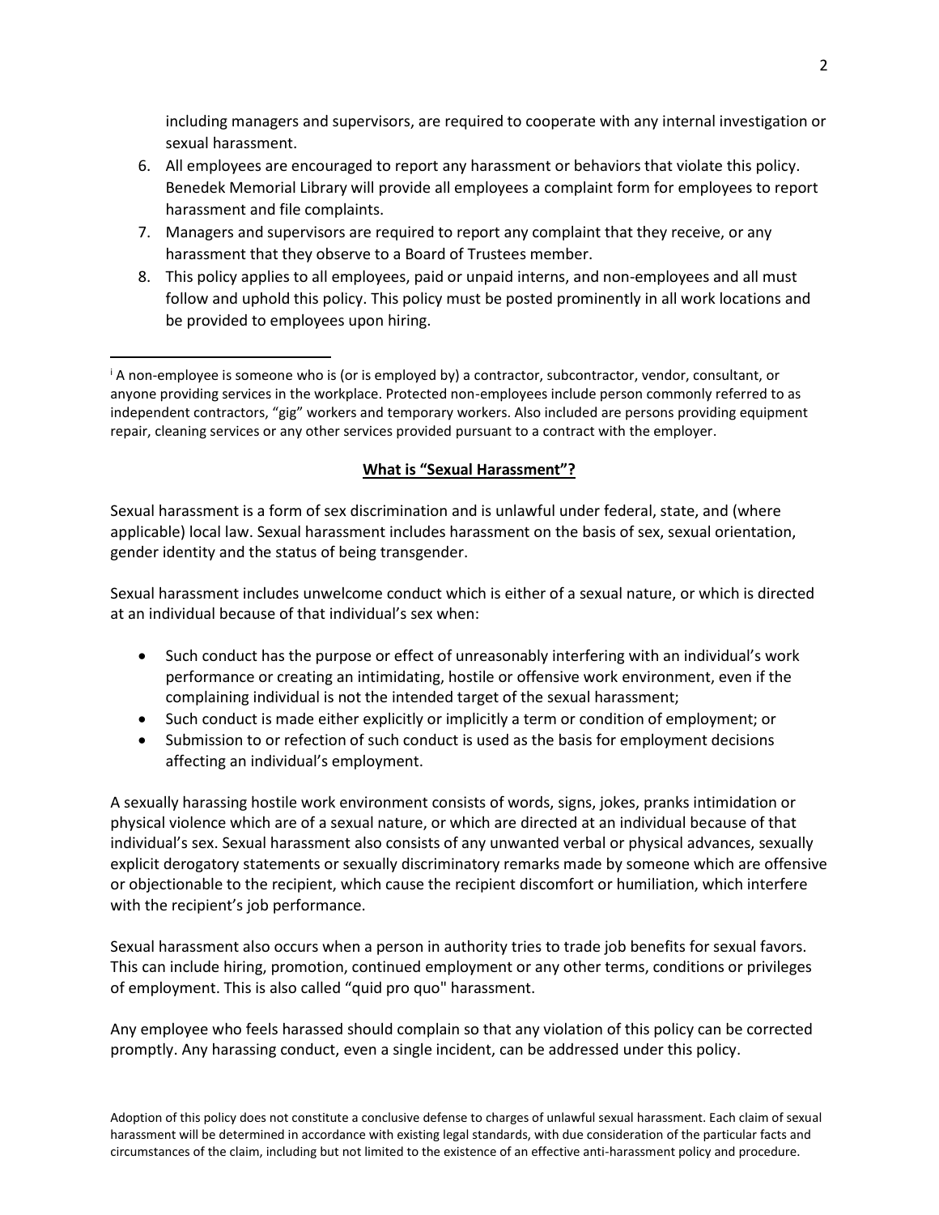including managers and supervisors, are required to cooperate with any internal investigation or sexual harassment.

6. All employees are encouraged to report any harassment or behaviors that violate this policy. Benedek Memorial Library will provide all employees a complaint form for employees to report harassment and file complaints.
7. Managers and supervisors are required to report any complaint that they receive, or any harassment that they observe to a Board of Trustees member.
8. This policy applies to all employees, paid or unpaid interns, and non-employees and all must follow and uphold this policy. This policy must be posted prominently in all work locations and be provided to employees upon hiring.

---

[i] A non-employee is someone who is (or is employed by) a contractor, subcontractor, vendor, consultant, or anyone providing services in the workplace. Protected non-employees include person commonly referred to as independent contractors, "gig" workers and temporary workers. Also included are persons providing equipment repair, cleaning services or any other services provided pursuant to a contract with the employer.

## **What is "Sexual Harassment"?**

Sexual harassment is a form of sex discrimination and is unlawful under federal, state, and (where applicable) local law. Sexual harassment includes harassment on the basis of sex, sexual orientation, gender identity and the status of being transgender.

Sexual harassment includes unwelcome conduct which is either of a sexual nature, or which is directed at an individual because of that individual's sex when:

- Such conduct has the purpose or effect of unreasonably interfering with an individual's work performance or creating an intimidating, hostile or offensive work environment, even if the complaining individual is not the intended target of the sexual harassment;
- Such conduct is made either explicitly or implicitly a term or condition of employment; or
- Submission to or refection of such conduct is used as the basis for employment decisions affecting an individual's employment.

A sexually harassing hostile work environment consists of words, signs, jokes, pranks intimidation or physical violence which are of a sexual nature, or which are directed at an individual because of that individual's sex. Sexual harassment also consists of any unwanted verbal or physical advances, sexually explicit derogatory statements or sexually discriminatory remarks made by someone which are offensive or objectionable to the recipient, which cause the recipient discomfort or humiliation, which interfere with the recipient's job performance.

Sexual harassment also occurs when a person in authority tries to trade job benefits for sexual favors. This can include hiring, promotion, continued employment or any other terms, conditions or privileges of employment. This is also called "quid pro quo" harassment.

Any employee who feels harassed should complain so that any violation of this policy can be corrected promptly. Any harassing conduct, even a single incident, can be addressed under this policy.

Adoption of this policy does not constitute a conclusive defense to charges of unlawful sexual harassment. Each claim of sexual harassment will be determined in accordance with existing legal standards, with due consideration of the particular facts and circumstances of the claim, including but not limited to the existence of an effective anti-harassment policy and procedure.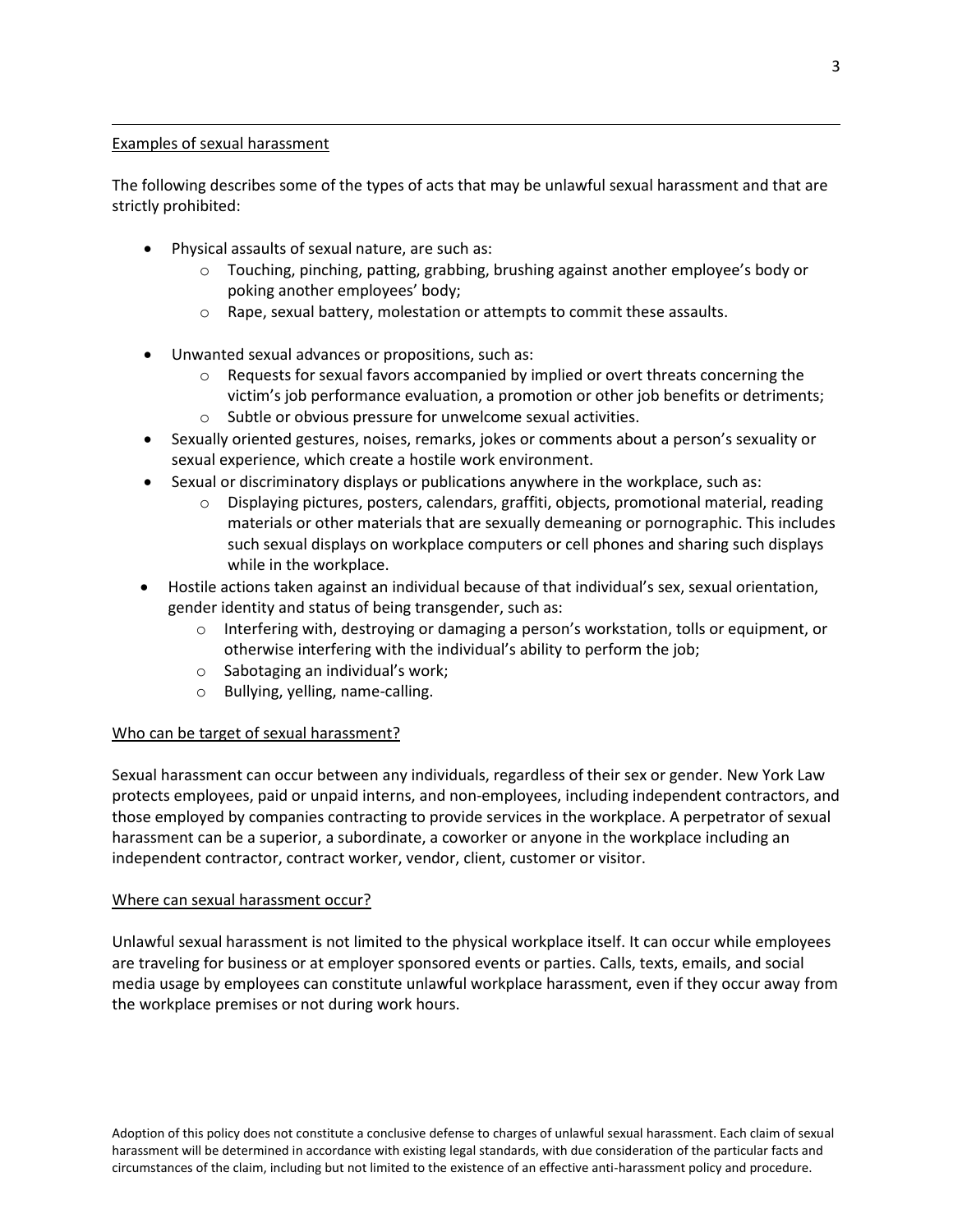Examples of sexual harassment

The following describes some of the types of acts that may be unlawful sexual harassment and that are strictly prohibited:

- Physical assaults of sexual nature, are such as:
  - Touching, pinching, patting, grabbing, brushing against another employee's body or poking another employees' body;
  - Rape, sexual battery, molestation or attempts to commit these assaults.

- Unwanted sexual advances or propositions, such as:
  - Requests for sexual favors accompanied by implied or overt threats concerning the victim's job performance evaluation, a promotion or other job benefits or detriments;
  - Subtle or obvious pressure for unwelcome sexual activities.
- Sexually oriented gestures, noises, remarks, jokes or comments about a person's sexuality or sexual experience, which create a hostile work environment.
- Sexual or discriminatory displays or publications anywhere in the workplace, such as:
  - Displaying pictures, posters, calendars, graffiti, objects, promotional material, reading materials or other materials that are sexually demeaning or pornographic. This includes such sexual displays on workplace computers or cell phones and sharing such displays while in the workplace.
- Hostile actions taken against an individual because of that individual's sex, sexual orientation, gender identity and status of being transgender, such as:
  - Interfering with, destroying or damaging a person's workstation, tolls or equipment, or otherwise interfering with the individual's ability to perform the job;
  - Sabotaging an individual's work;
  - Bullying, yelling, name-calling.

Who can be target of sexual harassment?

Sexual harassment can occur between any individuals, regardless of their sex or gender. New York Law protects employees, paid or unpaid interns, and non-employees, including independent contractors, and those employed by companies contracting to provide services in the workplace. A perpetrator of sexual harassment can be a superior, a subordinate, a coworker or anyone in the workplace including an independent contractor, contract worker, vendor, client, customer or visitor.

Where can sexual harassment occur?

Unlawful sexual harassment is not limited to the physical workplace itself. It can occur while employees are traveling for business or at employer sponsored events or parties. Calls, texts, emails, and social media usage by employees can constitute unlawful workplace harassment, even if they occur away from the workplace premises or not during work hours.

Adoption of this policy does not constitute a conclusive defense to charges of unlawful sexual harassment. Each claim of sexual harassment will be determined in accordance with existing legal standards, with due consideration of the particular facts and circumstances of the claim, including but not limited to the existence of an effective anti-harassment policy and procedure.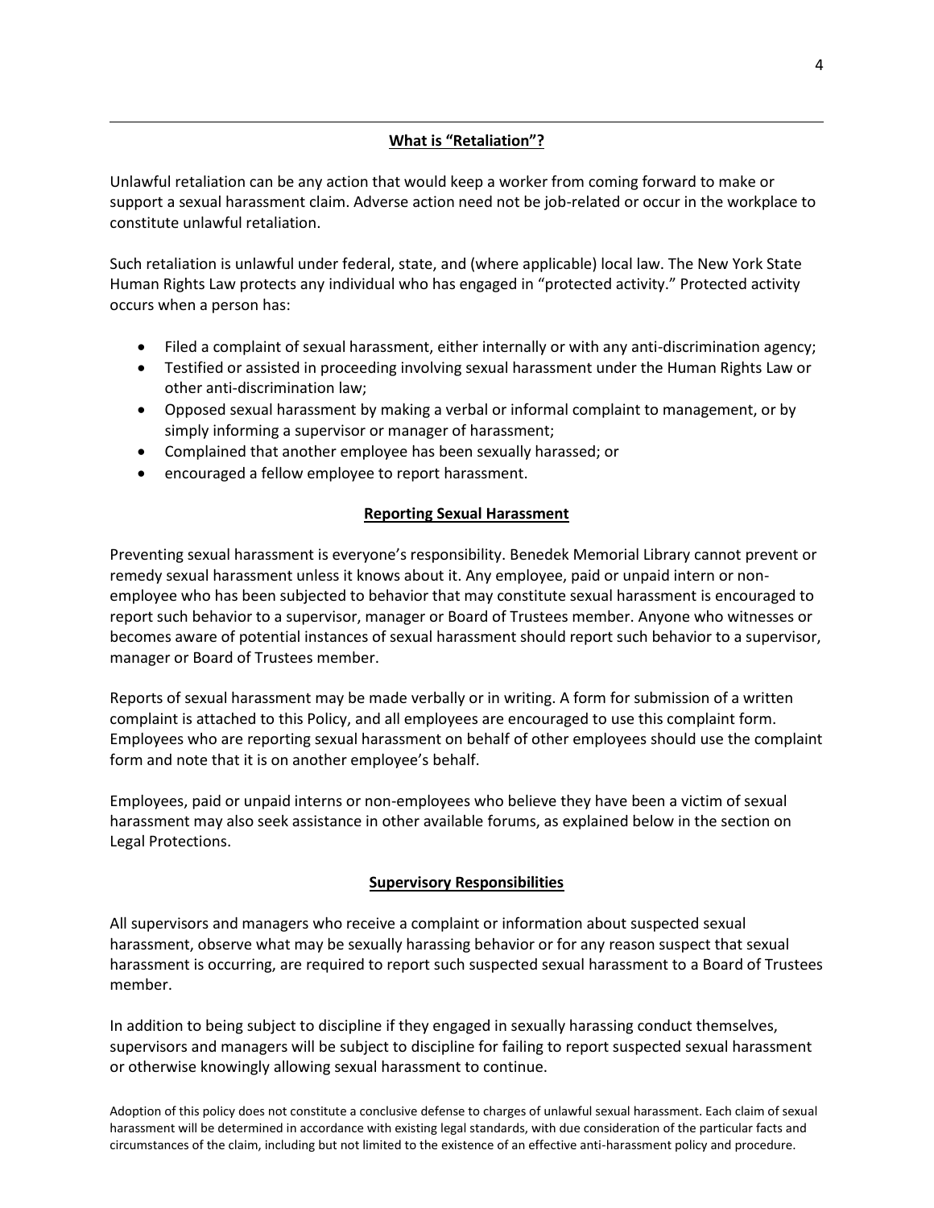## What is "Retaliation"?

Unlawful retaliation can be any action that would keep a worker from coming forward to make or support a sexual harassment claim. Adverse action need not be job-related or occur in the workplace to constitute unlawful retaliation.

Such retaliation is unlawful under federal, state, and (where applicable) local law. The New York State Human Rights Law protects any individual who has engaged in "protected activity." Protected activity occurs when a person has:

- Filed a complaint of sexual harassment, either internally or with any anti-discrimination agency;
- Testified or assisted in proceeding involving sexual harassment under the Human Rights Law or other anti-discrimination law;
- Opposed sexual harassment by making a verbal or informal complaint to management, or by simply informing a supervisor or manager of harassment;
- Complained that another employee has been sexually harassed; or
- encouraged a fellow employee to report harassment.

## Reporting Sexual Harassment

Preventing sexual harassment is everyone's responsibility. Benedek Memorial Library cannot prevent or remedy sexual harassment unless it knows about it. Any employee, paid or unpaid intern or non-employee who has been subjected to behavior that may constitute sexual harassment is encouraged to report such behavior to a supervisor, manager or Board of Trustees member. Anyone who witnesses or becomes aware of potential instances of sexual harassment should report such behavior to a supervisor, manager or Board of Trustees member.

Reports of sexual harassment may be made verbally or in writing. A form for submission of a written complaint is attached to this Policy, and all employees are encouraged to use this complaint form. Employees who are reporting sexual harassment on behalf of other employees should use the complaint form and note that it is on another employee's behalf.

Employees, paid or unpaid interns or non-employees who believe they have been a victim of sexual harassment may also seek assistance in other available forums, as explained below in the section on Legal Protections.

## Supervisory Responsibilities

All supervisors and managers who receive a complaint or information about suspected sexual harassment, observe what may be sexually harassing behavior or for any reason suspect that sexual harassment is occurring, are required to report such suspected sexual harassment to a Board of Trustees member.

In addition to being subject to discipline if they engaged in sexually harassing conduct themselves, supervisors and managers will be subject to discipline for failing to report suspected sexual harassment or otherwise knowingly allowing sexual harassment to continue.

Adoption of this policy does not constitute a conclusive defense to charges of unlawful sexual harassment. Each claim of sexual harassment will be determined in accordance with existing legal standards, with due consideration of the particular facts and circumstances of the claim, including but not limited to the existence of an effective anti-harassment policy and procedure.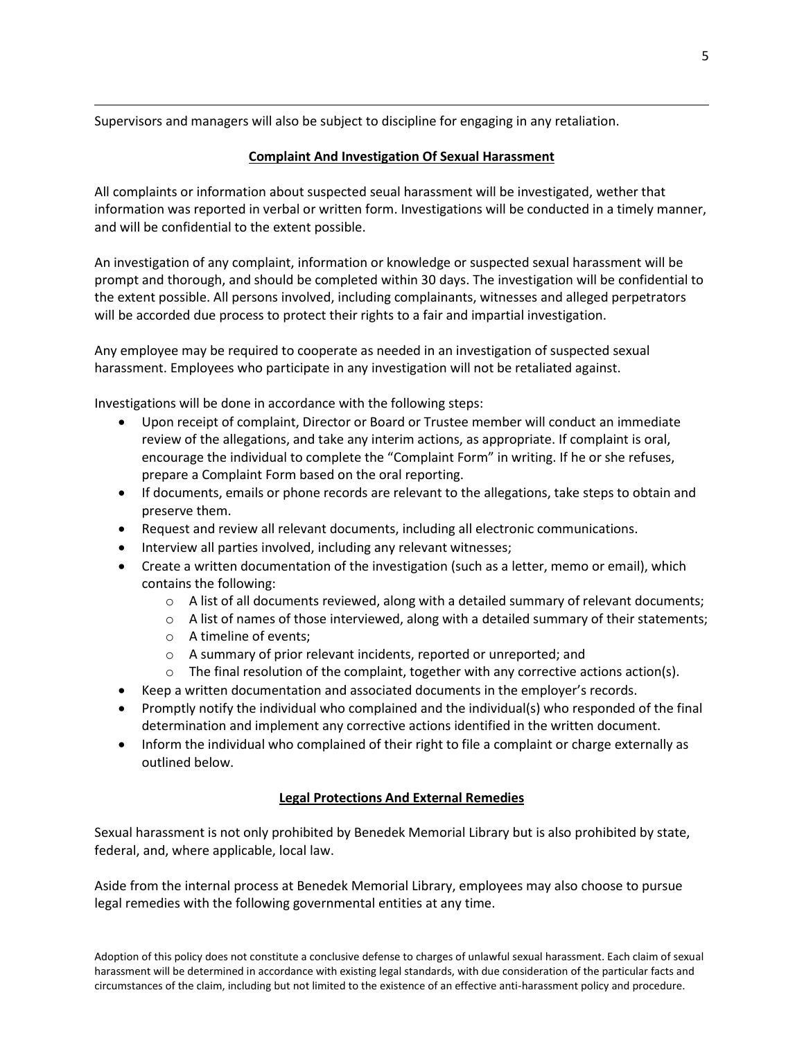Supervisors and managers will also be subject to discipline for engaging in any retaliation.

## Complaint And Investigation Of Sexual Harassment

All complaints or information about suspected seual harassment will be investigated, wether that information was reported in verbal or written form. Investigations will be conducted in a timely manner, and will be confidential to the extent possible.

An investigation of any complaint, information or knowledge or suspected sexual harassment will be prompt and thorough, and should be completed within 30 days. The investigation will be confidential to the extent possible. All persons involved, including complainants, witnesses and alleged perpetrators will be accorded due process to protect their rights to a fair and impartial investigation.

Any employee may be required to cooperate as needed in an investigation of suspected sexual harassment. Employees who participate in any investigation will not be retaliated against.

Investigations will be done in accordance with the following steps:

- Upon receipt of complaint, Director or Board or Trustee member will conduct an immediate review of the allegations, and take any interim actions, as appropriate. If complaint is oral, encourage the individual to complete the "Complaint Form" in writing. If he or she refuses, prepare a Complaint Form based on the oral reporting.
- If documents, emails or phone records are relevant to the allegations, take steps to obtain and preserve them.
- Request and review all relevant documents, including all electronic communications.
- Interview all parties involved, including any relevant witnesses;
- Create a written documentation of the investigation (such as a letter, memo or email), which contains the following:
    - A list of all documents reviewed, along with a detailed summary of relevant documents;
    - A list of names of those interviewed, along with a detailed summary of their statements;
    - A timeline of events;
    - A summary of prior relevant incidents, reported or unreported; and
    - The final resolution of the complaint, together with any corrective actions action(s).
- Keep a written documentation and associated documents in the employer's records.
- Promptly notify the individual who complained and the individual(s) who responded of the final determination and implement any corrective actions identified in the written document.
- Inform the individual who complained of their right to file a complaint or charge externally as outlined below.

## Legal Protections And External Remedies

Sexual harassment is not only prohibited by Benedek Memorial Library but is also prohibited by state, federal, and, where applicable, local law.

Aside from the internal process at Benedek Memorial Library, employees may also choose to pursue legal remedies with the following governmental entities at any time.

Adoption of this policy does not constitute a conclusive defense to charges of unlawful sexual harassment. Each claim of sexual harassment will be determined in accordance with existing legal standards, with due consideration of the particular facts and circumstances of the claim, including but not limited to the existence of an effective anti-harassment policy and procedure.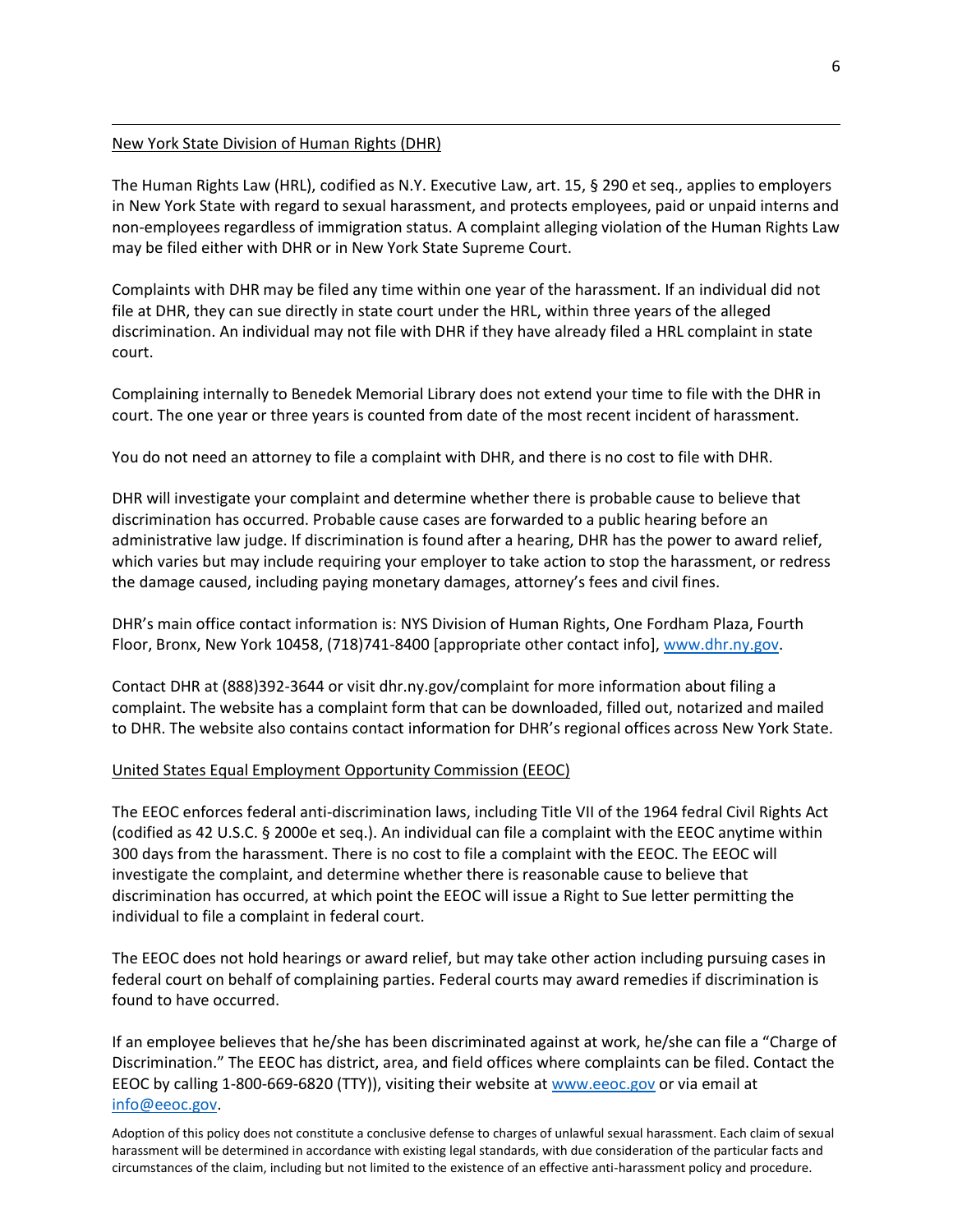<u>New York State Division of Human Rights (DHR)</u>

The Human Rights Law (HRL), codified as N.Y. Executive Law, art. 15, § 290 et seq., applies to employers in New York State with regard to sexual harassment, and protects employees, paid or unpaid interns and non-employees regardless of immigration status. A complaint alleging violation of the Human Rights Law may be filed either with DHR or in New York State Supreme Court.

Complaints with DHR may be filed any time within one year of the harassment. If an individual did not file at DHR, they can sue directly in state court under the HRL, within three years of the alleged discrimination. An individual may not file with DHR if they have already filed a HRL complaint in state court.

Complaining internally to Benedek Memorial Library does not extend your time to file with the DHR in court. The one year or three years is counted from date of the most recent incident of harassment.

You do not need an attorney to file a complaint with DHR, and there is no cost to file with DHR.

DHR will investigate your complaint and determine whether there is probable cause to believe that discrimination has occurred. Probable cause cases are forwarded to a public hearing before an administrative law judge. If discrimination is found after a hearing, DHR has the power to award relief, which varies but may include requiring your employer to take action to stop the harassment, or redress the damage caused, including paying monetary damages, attorney's fees and civil fines.

DHR's main office contact information is: NYS Division of Human Rights, One Fordham Plaza, Fourth Floor, Bronx, New York 10458, (718)741-8400 [appropriate other contact info], [www.dhr.ny.gov](http://www.dhr.ny.gov).

Contact DHR at (888)392-3644 or visit dhr.ny.gov/complaint for more information about filing a complaint. The website has a complaint form that can be downloaded, filled out, notarized and mailed to DHR. The website also contains contact information for DHR's regional offices across New York State.

<u>United States Equal Employment Opportunity Commission (EEOC)</u>

The EEOC enforces federal anti-discrimination laws, including Title VII of the 1964 fedral Civil Rights Act (codified as 42 U.S.C. § 2000e et seq.). An individual can file a complaint with the EEOC anytime within 300 days from the harassment. There is no cost to file a complaint with the EEOC. The EEOC will investigate the complaint, and determine whether there is reasonable cause to believe that discrimination has occurred, at which point the EEOC will issue a Right to Sue letter permitting the individual to file a complaint in federal court.

The EEOC does not hold hearings or award relief, but may take other action including pursuing cases in federal court on behalf of complaining parties. Federal courts may award remedies if discrimination is found to have occurred.

If an employee believes that he/she has been discriminated against at work, he/she can file a "Charge of Discrimination." The EEOC has district, area, and field offices where complaints can be filed. Contact the EEOC by calling 1-800-669-6820 (TTY)), visiting their website at [www.eeoc.gov](http://www.eeoc.gov) or via email at [info@eeoc.gov](mailto:info@eeoc.gov).

Adoption of this policy does not constitute a conclusive defense to charges of unlawful sexual harassment. Each claim of sexual harassment will be determined in accordance with existing legal standards, with due consideration of the particular facts and circumstances of the claim, including but not limited to the existence of an effective anti-harassment policy and procedure.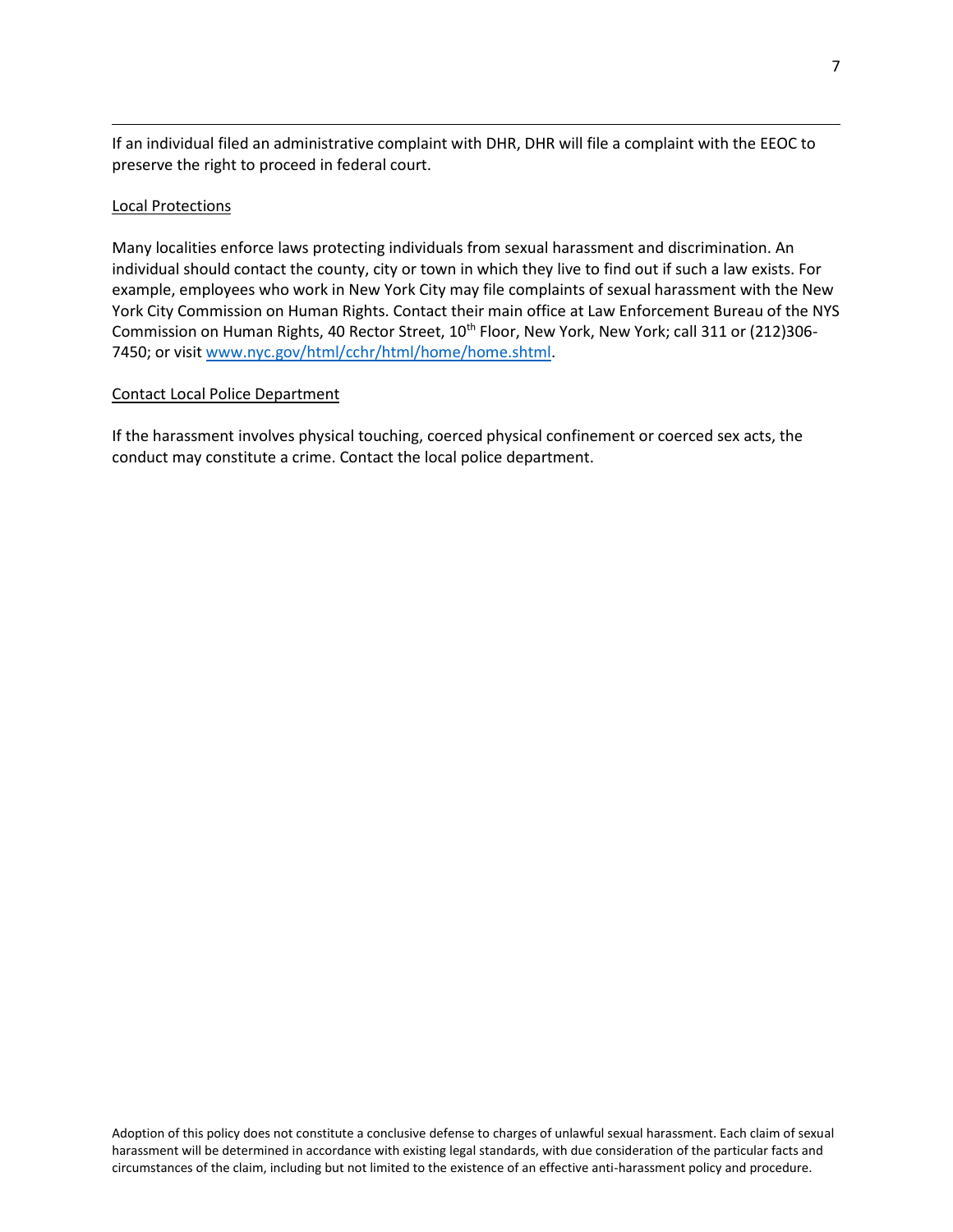If an individual filed an administrative complaint with DHR, DHR will file a complaint with the EEOC to preserve the right to proceed in federal court.

Local Protections

Many localities enforce laws protecting individuals from sexual harassment and discrimination. An individual should contact the county, city or town in which they live to find out if such a law exists. For example, employees who work in New York City may file complaints of sexual harassment with the New York City Commission on Human Rights. Contact their main office at Law Enforcement Bureau of the NYS Commission on Human Rights, 40 Rector Street, 10th Floor, New York, New York; call 311 or (212)306-7450; or visit www.nyc.gov/html/cchr/html/home/home.shtml.

Contact Local Police Department

If the harassment involves physical touching, coerced physical confinement or coerced sex acts, the conduct may constitute a crime. Contact the local police department.

Adoption of this policy does not constitute a conclusive defense to charges of unlawful sexual harassment. Each claim of sexual harassment will be determined in accordance with existing legal standards, with due consideration of the particular facts and circumstances of the claim, including but not limited to the existence of an effective anti-harassment policy and procedure.